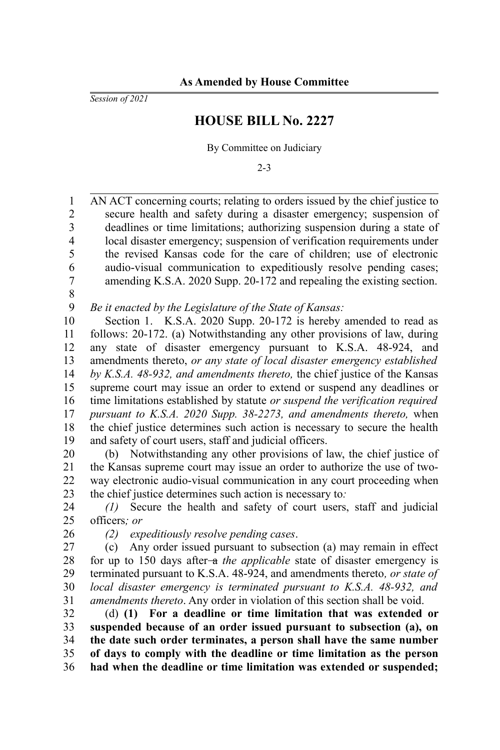**As Amended by House Committee**

*Session of 2021*

# HOUSE BILL No. 2227

By Committee on Judiciary

2-3

AN ACT concerning courts; relating to orders issued by the chief justice to secure health and safety during a disaster emergency; suspension of deadlines or time limitations; authorizing suspension during a state of local disaster emergency; suspension of verification requirements under the revised Kansas code for the care of children; use of electronic audio-visual communication to expeditiously resolve pending cases; amending K.S.A. 2020 Supp. 20-172 and repealing the existing section.

*Be it enacted by the Legislature of the State of Kansas:*

Section 1. K.S.A. 2020 Supp. 20-172 is hereby amended to read as follows: 20-172. (a) Notwithstanding any other provisions of law, during any state of disaster emergency pursuant to K.S.A. 48-924, and amendments thereto, *or any state of local disaster emergency established by K.S.A. 48-932, and amendments thereto,* the chief justice of the Kansas supreme court may issue an order to extend or suspend any deadlines or time limitations established by statute *or suspend the verification required pursuant to K.S.A. 2020 Supp. 38-2273, and amendments thereto,* when the chief justice determines such action is necessary to secure the health and safety of court users, staff and judicial officers.

(b) Notwithstanding any other provisions of law, the chief justice of the Kansas supreme court may issue an order to authorize the use of two-way electronic audio-visual communication in any court proceeding when the chief justice determines such action is necessary to*:*

*(1)* Secure the health and safety of court users, staff and judicial officers*; or*

*(2) expeditiously resolve pending cases*.

(c) Any order issued pursuant to subsection (a) may remain in effect for up to 150 days after ~~a~~ *the applicable* state of disaster emergency is terminated pursuant to K.S.A. 48-924, and amendments thereto*, or state of local disaster emergency is terminated pursuant to K.S.A. 48-932, and amendments thereto*. Any order in violation of this section shall be void.

(d) **(1) For a deadline or time limitation that was extended or suspended because of an order issued pursuant to subsection (a), on the date such order terminates, a person shall have the same number of days to comply with the deadline or time limitation as the person had when the deadline or time limitation was extended or suspended;**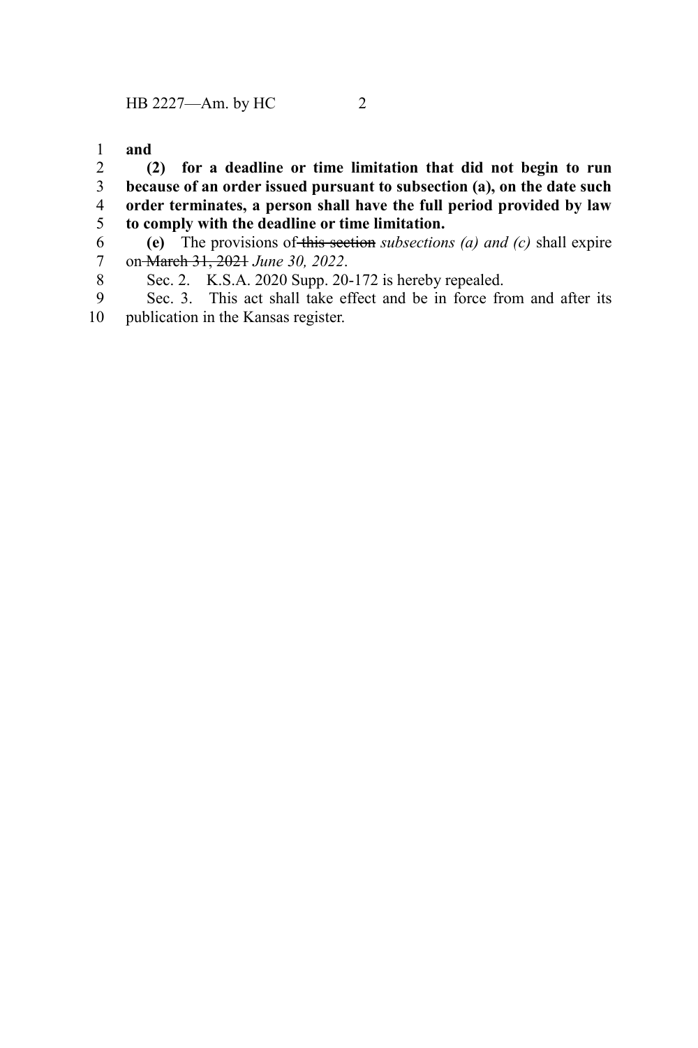**and**

**(2) for a deadline or time limitation that did not begin to run because of an order issued pursuant to subsection (a), on the date such order terminates, a person shall have the full period provided by law to comply with the deadline or time limitation.**

**(e)** The provisions of ~~this section~~ *subsections (a) and (c)* shall expire on ~~March 31, 2021~~ *June 30, 2022*.

Sec. 2. K.S.A. 2020 Supp. 20-172 is hereby repealed.

Sec. 3. This act shall take effect and be in force from and after its publication in the Kansas register.